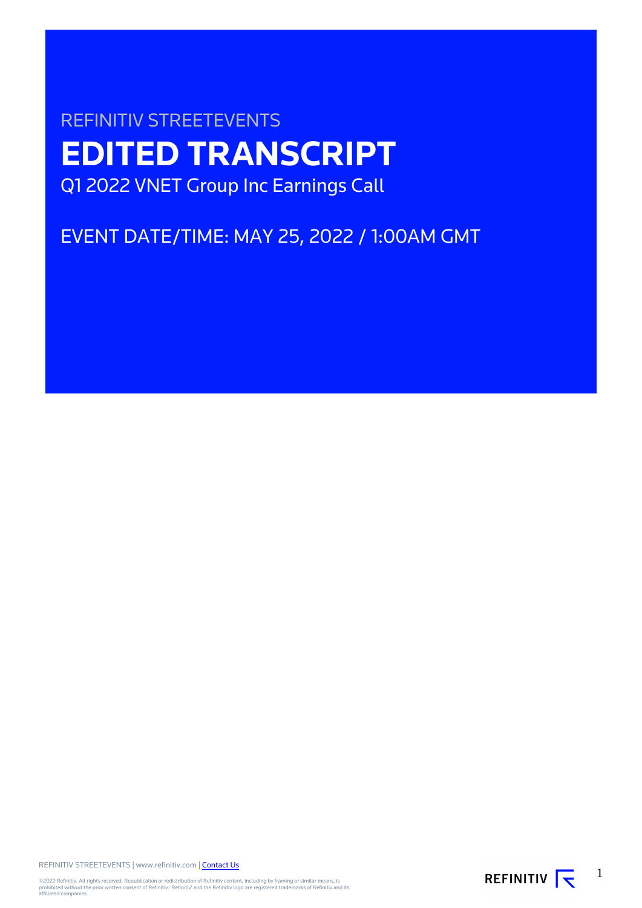REFINITIV STREETEVENTS

# EDITED TRANSCRIPT

Q1 2022 VNET Group Inc Earnings Call

EVENT DATE/TIME: MAY 25, 2022 / 1:00AM GMT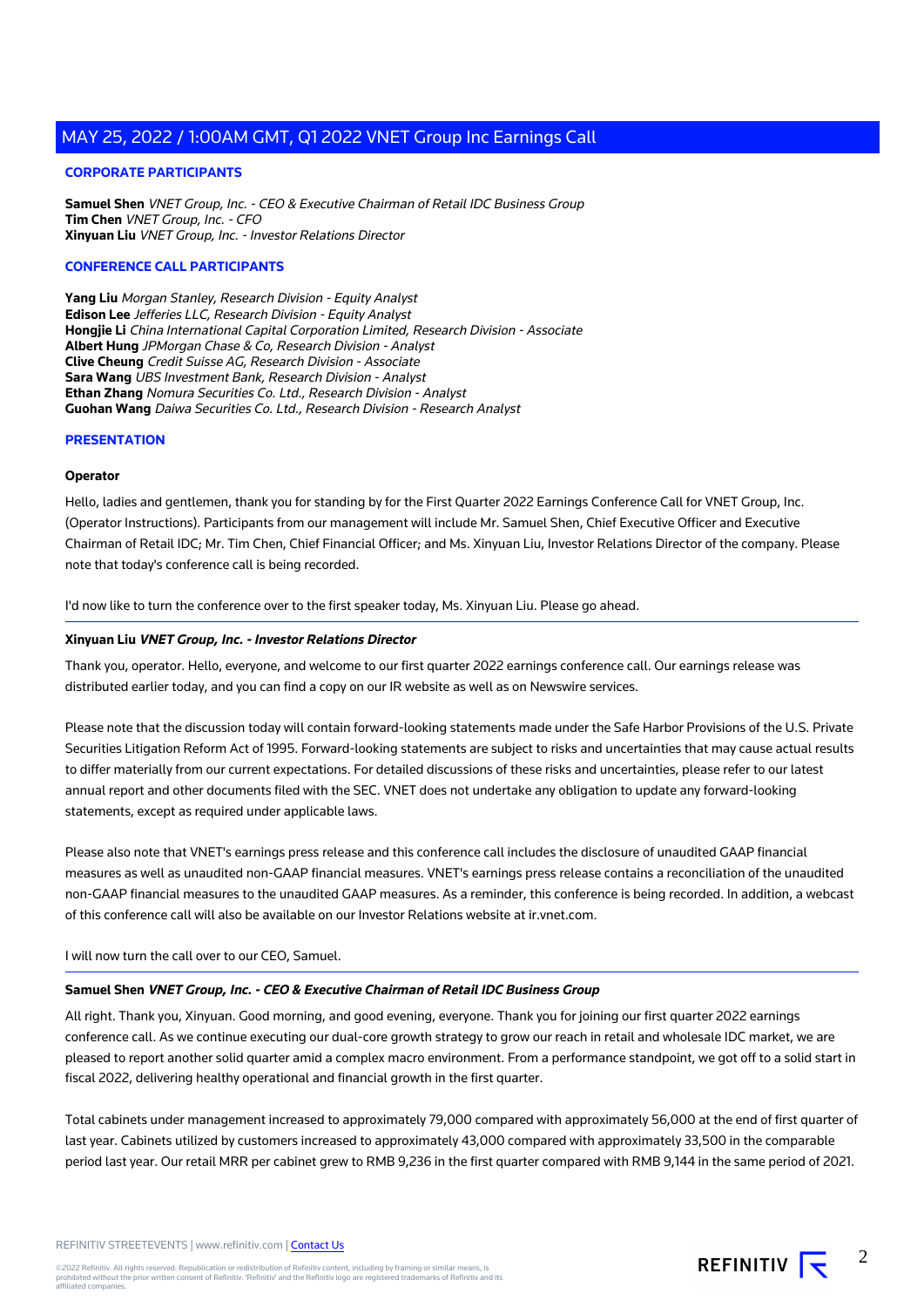## CORPORATE PARTICIPANTS

**Samuel Shen** *VNET Group, Inc. - CEO & Executive Chairman of Retail IDC Business Group*
**Tim Chen** *VNET Group, Inc. - CFO*
**Xinyuan Liu** *VNET Group, Inc. - Investor Relations Director*

## CONFERENCE CALL PARTICIPANTS

**Yang Liu** *Morgan Stanley, Research Division - Equity Analyst*
**Edison Lee** *Jefferies LLC, Research Division - Equity Analyst*
**Hongjie Li** *China International Capital Corporation Limited, Research Division - Associate*
**Albert Hung** *JPMorgan Chase & Co, Research Division - Analyst*
**Clive Cheung** *Credit Suisse AG, Research Division - Associate*
**Sara Wang** *UBS Investment Bank, Research Division - Analyst*
**Ethan Zhang** *Nomura Securities Co. Ltd., Research Division - Analyst*
**Guohan Wang** *Daiwa Securities Co. Ltd., Research Division - Research Analyst*

## PRESENTATION

### Operator

Hello, ladies and gentlemen, thank you for standing by for the First Quarter 2022 Earnings Conference Call for VNET Group, Inc. (Operator Instructions). Participants from our management will include Mr. Samuel Shen, Chief Executive Officer and Executive Chairman of Retail IDC; Mr. Tim Chen, Chief Financial Officer; and Ms. Xinyuan Liu, Investor Relations Director of the company. Please note that today's conference call is being recorded.

I'd now like to turn the conference over to the first speaker today, Ms. Xinyuan Liu. Please go ahead.

---

### Xinyuan Liu *VNET Group, Inc. - Investor Relations Director*

Thank you, operator. Hello, everyone, and welcome to our first quarter 2022 earnings conference call. Our earnings release was distributed earlier today, and you can find a copy on our IR website as well as on Newswire services.

Please note that the discussion today will contain forward-looking statements made under the Safe Harbor Provisions of the U.S. Private Securities Litigation Reform Act of 1995. Forward-looking statements are subject to risks and uncertainties that may cause actual results to differ materially from our current expectations. For detailed discussions of these risks and uncertainties, please refer to our latest annual report and other documents filed with the SEC. VNET does not undertake any obligation to update any forward-looking statements, except as required under applicable laws.

Please also note that VNET's earnings press release and this conference call includes the disclosure of unaudited GAAP financial measures as well as unaudited non-GAAP financial measures. VNET's earnings press release contains a reconciliation of the unaudited non-GAAP financial measures to the unaudited GAAP measures. As a reminder, this conference is being recorded. In addition, a webcast of this conference call will also be available on our Investor Relations website at ir.vnet.com.

I will now turn the call over to our CEO, Samuel.

---

### Samuel Shen *VNET Group, Inc. - CEO & Executive Chairman of Retail IDC Business Group*

All right. Thank you, Xinyuan. Good morning, and good evening, everyone. Thank you for joining our first quarter 2022 earnings conference call. As we continue executing our dual-core growth strategy to grow our reach in retail and wholesale IDC market, we are pleased to report another solid quarter amid a complex macro environment. From a performance standpoint, we got off to a solid start in fiscal 2022, delivering healthy operational and financial growth in the first quarter.

Total cabinets under management increased to approximately 79,000 compared with approximately 56,000 at the end of first quarter of last year. Cabinets utilized by customers increased to approximately 43,000 compared with approximately 33,500 in the comparable period last year. Our retail MRR per cabinet grew to RMB 9,236 in the first quarter compared with RMB 9,144 in the same period of 2021.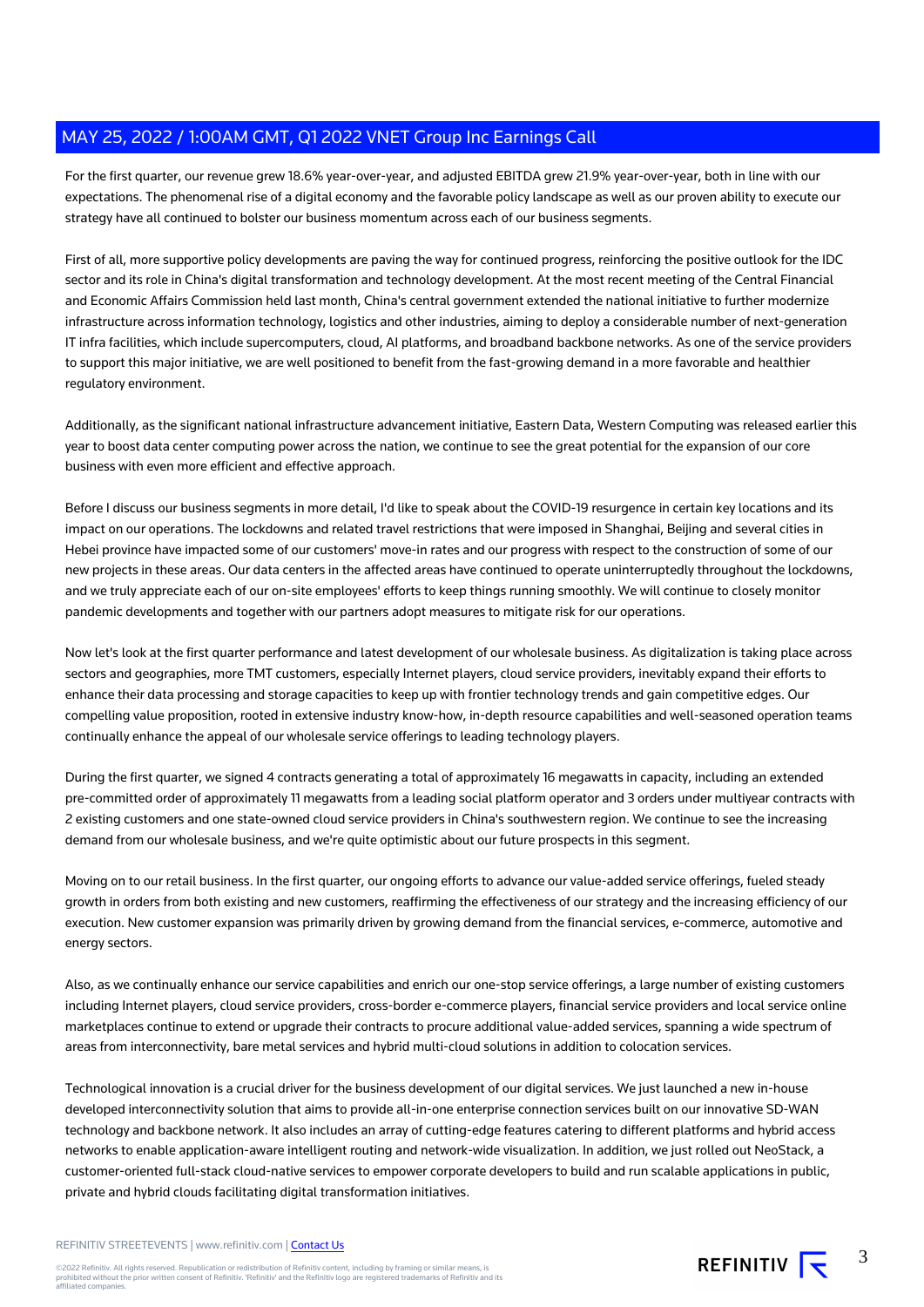For the first quarter, our revenue grew 18.6% year-over-year, and adjusted EBITDA grew 21.9% year-over-year, both in line with our expectations. The phenomenal rise of a digital economy and the favorable policy landscape as well as our proven ability to execute our strategy have all continued to bolster our business momentum across each of our business segments.

First of all, more supportive policy developments are paving the way for continued progress, reinforcing the positive outlook for the IDC sector and its role in China's digital transformation and technology development. At the most recent meeting of the Central Financial and Economic Affairs Commission held last month, China's central government extended the national initiative to further modernize infrastructure across information technology, logistics and other industries, aiming to deploy a considerable number of next-generation IT infra facilities, which include supercomputers, cloud, AI platforms, and broadband backbone networks. As one of the service providers to support this major initiative, we are well positioned to benefit from the fast-growing demand in a more favorable and healthier regulatory environment.

Additionally, as the significant national infrastructure advancement initiative, Eastern Data, Western Computing was released earlier this year to boost data center computing power across the nation, we continue to see the great potential for the expansion of our core business with even more efficient and effective approach.

Before I discuss our business segments in more detail, I'd like to speak about the COVID-19 resurgence in certain key locations and its impact on our operations. The lockdowns and related travel restrictions that were imposed in Shanghai, Beijing and several cities in Hebei province have impacted some of our customers' move-in rates and our progress with respect to the construction of some of our new projects in these areas. Our data centers in the affected areas have continued to operate uninterruptedly throughout the lockdowns, and we truly appreciate each of our on-site employees' efforts to keep things running smoothly. We will continue to closely monitor pandemic developments and together with our partners adopt measures to mitigate risk for our operations.

Now let's look at the first quarter performance and latest development of our wholesale business. As digitalization is taking place across sectors and geographies, more TMT customers, especially Internet players, cloud service providers, inevitably expand their efforts to enhance their data processing and storage capacities to keep up with frontier technology trends and gain competitive edges. Our compelling value proposition, rooted in extensive industry know-how, in-depth resource capabilities and well-seasoned operation teams continually enhance the appeal of our wholesale service offerings to leading technology players.

During the first quarter, we signed 4 contracts generating a total of approximately 16 megawatts in capacity, including an extended pre-committed order of approximately 11 megawatts from a leading social platform operator and 3 orders under multiyear contracts with 2 existing customers and one state-owned cloud service providers in China's southwestern region. We continue to see the increasing demand from our wholesale business, and we're quite optimistic about our future prospects in this segment.

Moving on to our retail business. In the first quarter, our ongoing efforts to advance our value-added service offerings, fueled steady growth in orders from both existing and new customers, reaffirming the effectiveness of our strategy and the increasing efficiency of our execution. New customer expansion was primarily driven by growing demand from the financial services, e-commerce, automotive and energy sectors.

Also, as we continually enhance our service capabilities and enrich our one-stop service offerings, a large number of existing customers including Internet players, cloud service providers, cross-border e-commerce players, financial service providers and local service online marketplaces continue to extend or upgrade their contracts to procure additional value-added services, spanning a wide spectrum of areas from interconnectivity, bare metal services and hybrid multi-cloud solutions in addition to colocation services.

Technological innovation is a crucial driver for the business development of our digital services. We just launched a new in-house developed interconnectivity solution that aims to provide all-in-one enterprise connection services built on our innovative SD-WAN technology and backbone network. It also includes an array of cutting-edge features catering to different platforms and hybrid access networks to enable application-aware intelligent routing and network-wide visualization. In addition, we just rolled out NeoStack, a customer-oriented full-stack cloud-native services to empower corporate developers to build and run scalable applications in public, private and hybrid clouds facilitating digital transformation initiatives.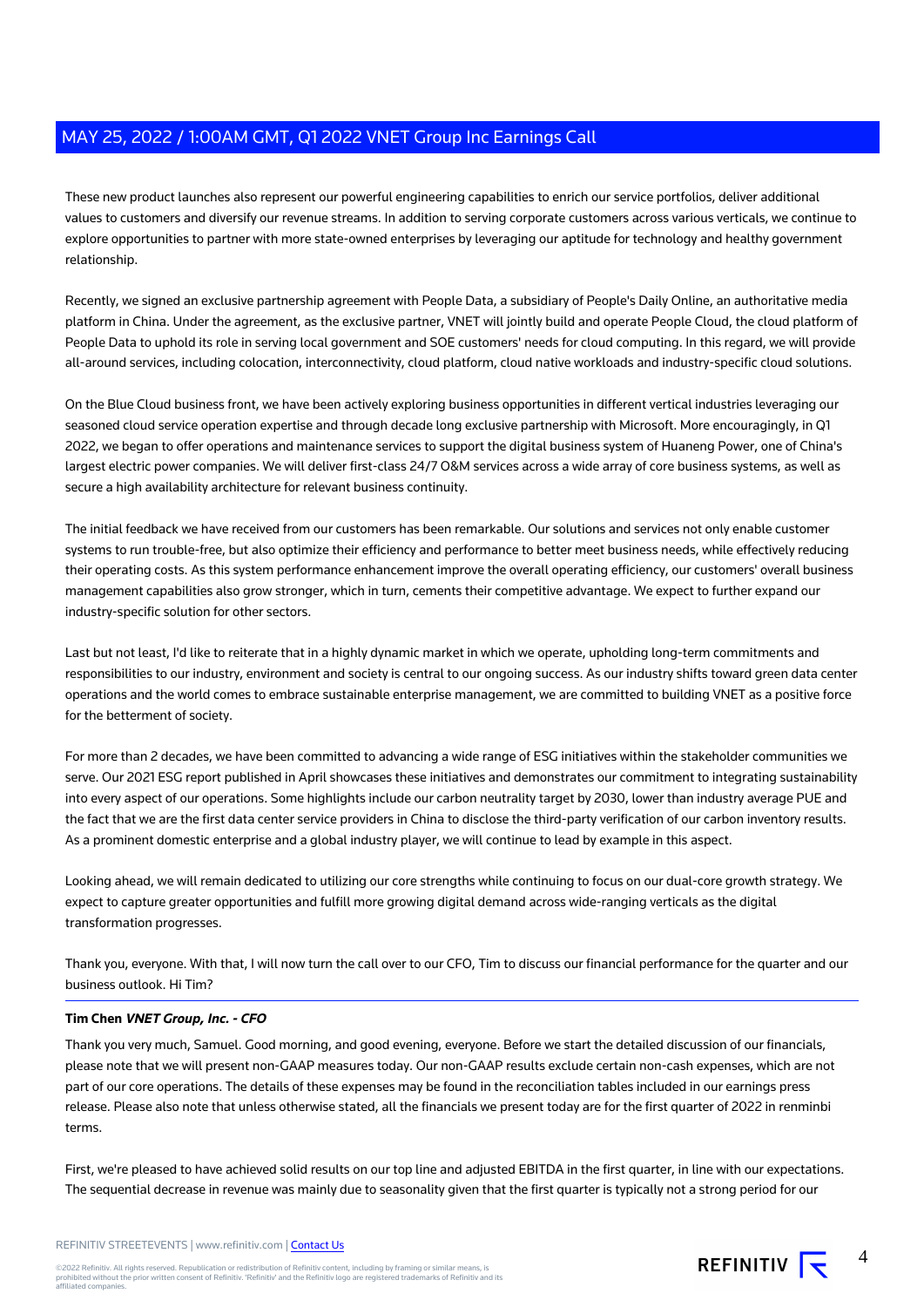These new product launches also represent our powerful engineering capabilities to enrich our service portfolios, deliver additional values to customers and diversify our revenue streams. In addition to serving corporate customers across various verticals, we continue to explore opportunities to partner with more state-owned enterprises by leveraging our aptitude for technology and healthy government relationship.

Recently, we signed an exclusive partnership agreement with People Data, a subsidiary of People's Daily Online, an authoritative media platform in China. Under the agreement, as the exclusive partner, VNET will jointly build and operate People Cloud, the cloud platform of People Data to uphold its role in serving local government and SOE customers' needs for cloud computing. In this regard, we will provide all-around services, including colocation, interconnectivity, cloud platform, cloud native workloads and industry-specific cloud solutions.

On the Blue Cloud business front, we have been actively exploring business opportunities in different vertical industries leveraging our seasoned cloud service operation expertise and through decade long exclusive partnership with Microsoft. More encouragingly, in Q1 2022, we began to offer operations and maintenance services to support the digital business system of Huaneng Power, one of China's largest electric power companies. We will deliver first-class 24/7 O&M services across a wide array of core business systems, as well as secure a high availability architecture for relevant business continuity.

The initial feedback we have received from our customers has been remarkable. Our solutions and services not only enable customer systems to run trouble-free, but also optimize their efficiency and performance to better meet business needs, while effectively reducing their operating costs. As this system performance enhancement improve the overall operating efficiency, our customers' overall business management capabilities also grow stronger, which in turn, cements their competitive advantage. We expect to further expand our industry-specific solution for other sectors.

Last but not least, I'd like to reiterate that in a highly dynamic market in which we operate, upholding long-term commitments and responsibilities to our industry, environment and society is central to our ongoing success. As our industry shifts toward green data center operations and the world comes to embrace sustainable enterprise management, we are committed to building VNET as a positive force for the betterment of society.

For more than 2 decades, we have been committed to advancing a wide range of ESG initiatives within the stakeholder communities we serve. Our 2021 ESG report published in April showcases these initiatives and demonstrates our commitment to integrating sustainability into every aspect of our operations. Some highlights include our carbon neutrality target by 2030, lower than industry average PUE and the fact that we are the first data center service providers in China to disclose the third-party verification of our carbon inventory results. As a prominent domestic enterprise and a global industry player, we will continue to lead by example in this aspect.

Looking ahead, we will remain dedicated to utilizing our core strengths while continuing to focus on our dual-core growth strategy. We expect to capture greater opportunities and fulfill more growing digital demand across wide-ranging verticals as the digital transformation progresses.

Thank you, everyone. With that, I will now turn the call over to our CFO, Tim to discuss our financial performance for the quarter and our business outlook. Hi Tim?

---

**Tim Chen** ***VNET Group, Inc. - CFO***

Thank you very much, Samuel. Good morning, and good evening, everyone. Before we start the detailed discussion of our financials, please note that we will present non-GAAP measures today. Our non-GAAP results exclude certain non-cash expenses, which are not part of our core operations. The details of these expenses may be found in the reconciliation tables included in our earnings press release. Please also note that unless otherwise stated, all the financials we present today are for the first quarter of 2022 in renminbi terms.

First, we're pleased to have achieved solid results on our top line and adjusted EBITDA in the first quarter, in line with our expectations. The sequential decrease in revenue was mainly due to seasonality given that the first quarter is typically not a strong period for our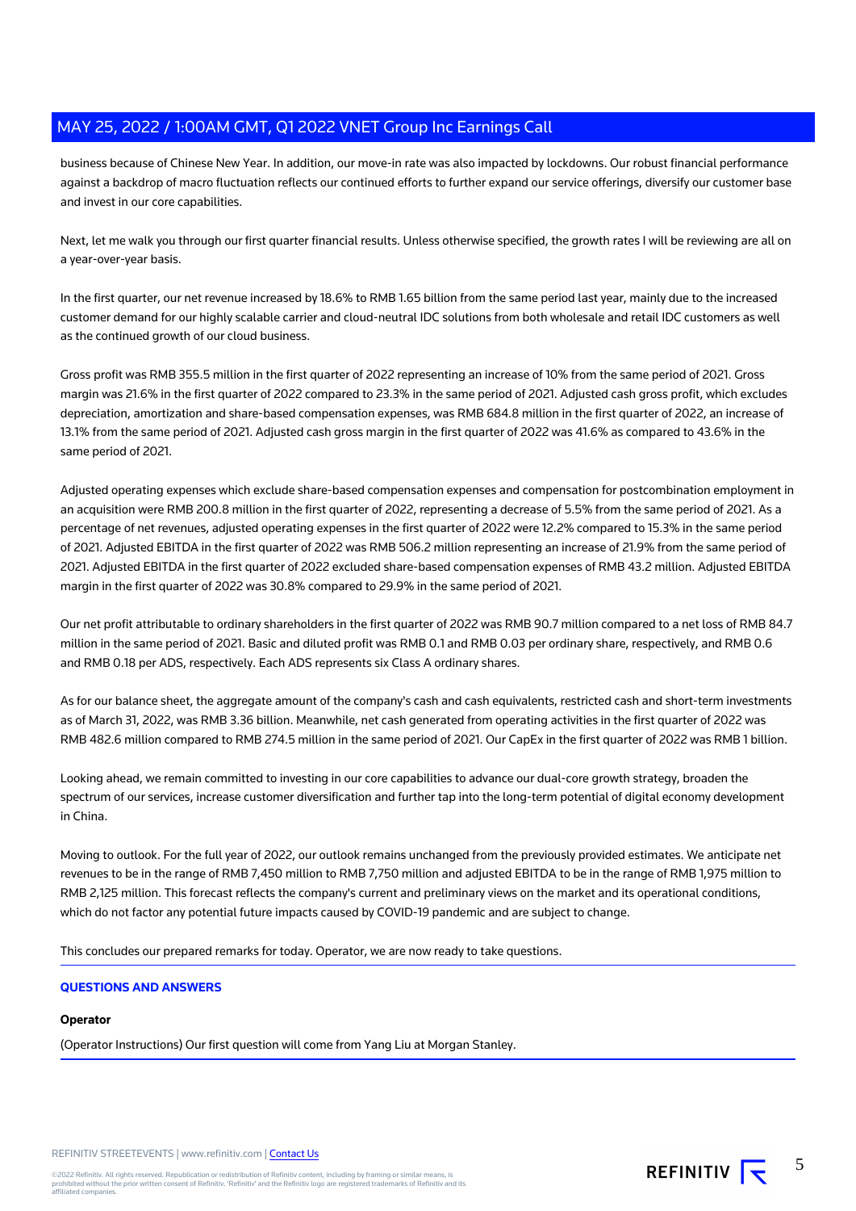business because of Chinese New Year. In addition, our move-in rate was also impacted by lockdowns. Our robust financial performance against a backdrop of macro fluctuation reflects our continued efforts to further expand our service offerings, diversify our customer base and invest in our core capabilities.

Next, let me walk you through our first quarter financial results. Unless otherwise specified, the growth rates I will be reviewing are all on a year-over-year basis.

In the first quarter, our net revenue increased by 18.6% to RMB 1.65 billion from the same period last year, mainly due to the increased customer demand for our highly scalable carrier and cloud-neutral IDC solutions from both wholesale and retail IDC customers as well as the continued growth of our cloud business.

Gross profit was RMB 355.5 million in the first quarter of 2022 representing an increase of 10% from the same period of 2021. Gross margin was 21.6% in the first quarter of 2022 compared to 23.3% in the same period of 2021. Adjusted cash gross profit, which excludes depreciation, amortization and share-based compensation expenses, was RMB 684.8 million in the first quarter of 2022, an increase of 13.1% from the same period of 2021. Adjusted cash gross margin in the first quarter of 2022 was 41.6% as compared to 43.6% in the same period of 2021.

Adjusted operating expenses which exclude share-based compensation expenses and compensation for postcombination employment in an acquisition were RMB 200.8 million in the first quarter of 2022, representing a decrease of 5.5% from the same period of 2021. As a percentage of net revenues, adjusted operating expenses in the first quarter of 2022 were 12.2% compared to 15.3% in the same period of 2021. Adjusted EBITDA in the first quarter of 2022 was RMB 506.2 million representing an increase of 21.9% from the same period of 2021. Adjusted EBITDA in the first quarter of 2022 excluded share-based compensation expenses of RMB 43.2 million. Adjusted EBITDA margin in the first quarter of 2022 was 30.8% compared to 29.9% in the same period of 2021.

Our net profit attributable to ordinary shareholders in the first quarter of 2022 was RMB 90.7 million compared to a net loss of RMB 84.7 million in the same period of 2021. Basic and diluted profit was RMB 0.1 and RMB 0.03 per ordinary share, respectively, and RMB 0.6 and RMB 0.18 per ADS, respectively. Each ADS represents six Class A ordinary shares.

As for our balance sheet, the aggregate amount of the company's cash and cash equivalents, restricted cash and short-term investments as of March 31, 2022, was RMB 3.36 billion. Meanwhile, net cash generated from operating activities in the first quarter of 2022 was RMB 482.6 million compared to RMB 274.5 million in the same period of 2021. Our CapEx in the first quarter of 2022 was RMB 1 billion.

Looking ahead, we remain committed to investing in our core capabilities to advance our dual-core growth strategy, broaden the spectrum of our services, increase customer diversification and further tap into the long-term potential of digital economy development in China.

Moving to outlook. For the full year of 2022, our outlook remains unchanged from the previously provided estimates. We anticipate net revenues to be in the range of RMB 7,450 million to RMB 7,750 million and adjusted EBITDA to be in the range of RMB 1,975 million to RMB 2,125 million. This forecast reflects the company's current and preliminary views on the market and its operational conditions, which do not factor any potential future impacts caused by COVID-19 pandemic and are subject to change.

This concludes our prepared remarks for today. Operator, we are now ready to take questions.

## QUESTIONS AND ANSWERS

**Operator**

(Operator Instructions) Our first question will come from Yang Liu at Morgan Stanley.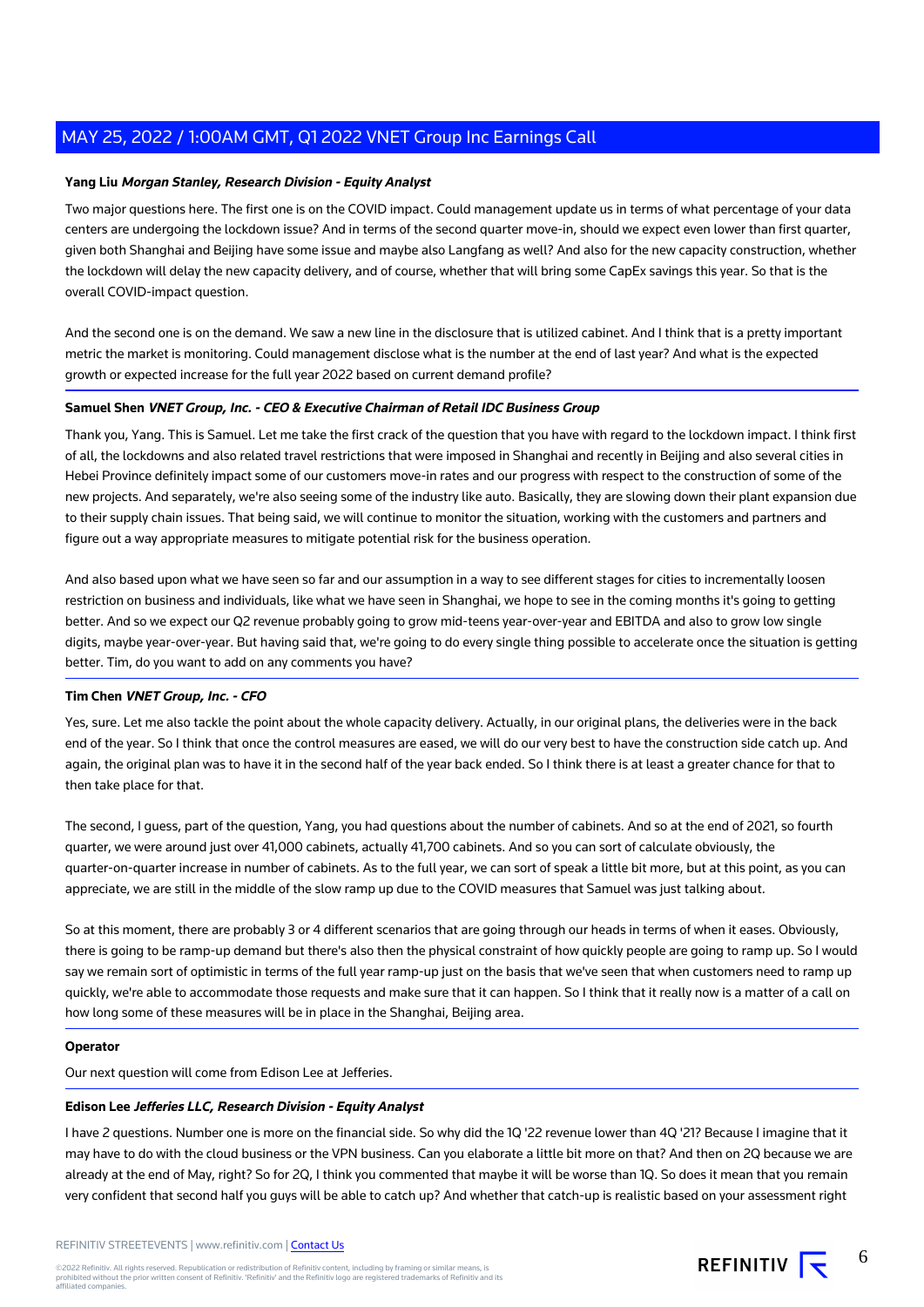**Yang Liu** ***Morgan Stanley, Research Division - Equity Analyst***

Two major questions here. The first one is on the COVID impact. Could management update us in terms of what percentage of your data centers are undergoing the lockdown issue? And in terms of the second quarter move-in, should we expect even lower than first quarter, given both Shanghai and Beijing have some issue and maybe also Langfang as well? And also for the new capacity construction, whether the lockdown will delay the new capacity delivery, and of course, whether that will bring some CapEx savings this year. So that is the overall COVID-impact question.

And the second one is on the demand. We saw a new line in the disclosure that is utilized cabinet. And I think that is a pretty important metric the market is monitoring. Could management disclose what is the number at the end of last year? And what is the expected growth or expected increase for the full year 2022 based on current demand profile?

**Samuel Shen** ***VNET Group, Inc. - CEO & Executive Chairman of Retail IDC Business Group***

Thank you, Yang. This is Samuel. Let me take the first crack of the question that you have with regard to the lockdown impact. I think first of all, the lockdowns and also related travel restrictions that were imposed in Shanghai and recently in Beijing and also several cities in Hebei Province definitely impact some of our customers move-in rates and our progress with respect to the construction of some of the new projects. And separately, we're also seeing some of the industry like auto. Basically, they are slowing down their plant expansion due to their supply chain issues. That being said, we will continue to monitor the situation, working with the customers and partners and figure out a way appropriate measures to mitigate potential risk for the business operation.

And also based upon what we have seen so far and our assumption in a way to see different stages for cities to incrementally loosen restriction on business and individuals, like what we have seen in Shanghai, we hope to see in the coming months it's going to getting better. And so we expect our Q2 revenue probably going to grow mid-teens year-over-year and EBITDA and also to grow low single digits, maybe year-over-year. But having said that, we're going to do every single thing possible to accelerate once the situation is getting better. Tim, do you want to add on any comments you have?

**Tim Chen** ***VNET Group, Inc. - CFO***

Yes, sure. Let me also tackle the point about the whole capacity delivery. Actually, in our original plans, the deliveries were in the back end of the year. So I think that once the control measures are eased, we will do our very best to have the construction side catch up. And again, the original plan was to have it in the second half of the year back ended. So I think there is at least a greater chance for that to then take place for that.

The second, I guess, part of the question, Yang, you had questions about the number of cabinets. And so at the end of 2021, so fourth quarter, we were around just over 41,000 cabinets, actually 41,700 cabinets. And so you can sort of calculate obviously, the quarter-on-quarter increase in number of cabinets. As to the full year, we can sort of speak a little bit more, but at this point, as you can appreciate, we are still in the middle of the slow ramp up due to the COVID measures that Samuel was just talking about.

So at this moment, there are probably 3 or 4 different scenarios that are going through our heads in terms of when it eases. Obviously, there is going to be ramp-up demand but there's also then the physical constraint of how quickly people are going to ramp up. So I would say we remain sort of optimistic in terms of the full year ramp-up just on the basis that we've seen that when customers need to ramp up quickly, we're able to accommodate those requests and make sure that it can happen. So I think that it really now is a matter of a call on how long some of these measures will be in place in the Shanghai, Beijing area.

**Operator**

Our next question will come from Edison Lee at Jefferies.

**Edison Lee** ***Jefferies LLC, Research Division - Equity Analyst***

I have 2 questions. Number one is more on the financial side. So why did the 1Q '22 revenue lower than 4Q '21? Because I imagine that it may have to do with the cloud business or the VPN business. Can you elaborate a little bit more on that? And then on 2Q because we are already at the end of May, right? So for 2Q, I think you commented that maybe it will be worse than 1Q. So does it mean that you remain very confident that second half you guys will be able to catch up? And whether that catch-up is realistic based on your assessment right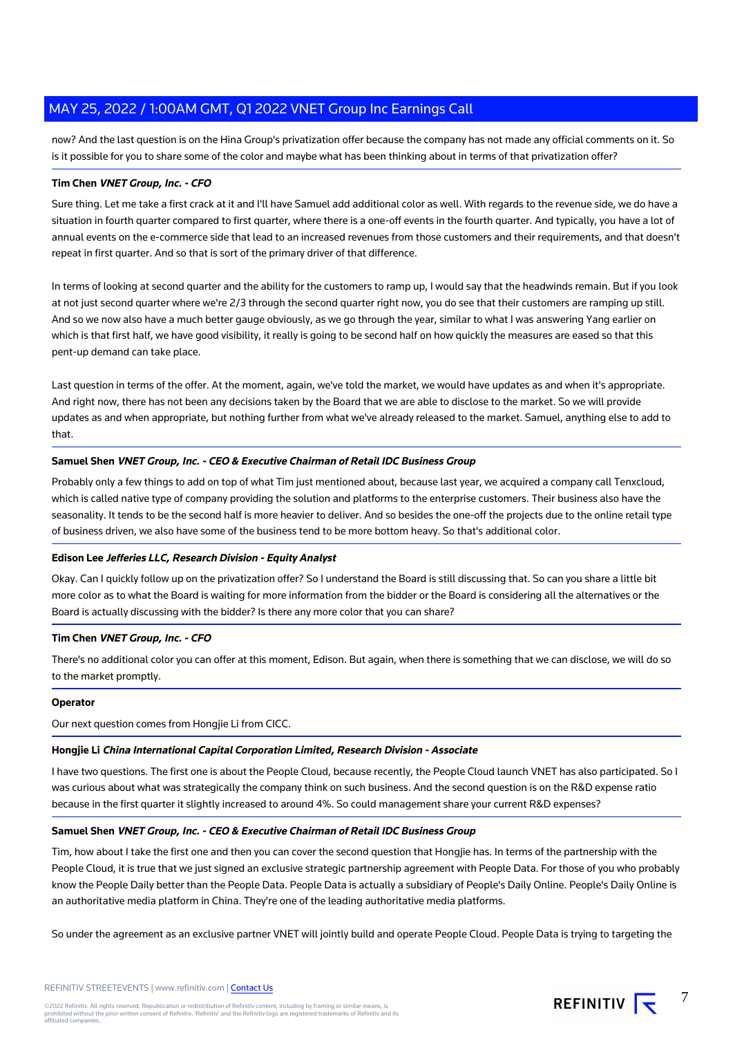now? And the last question is on the Hina Group's privatization offer because the company has not made any official comments on it. So is it possible for you to share some of the color and maybe what has been thinking about in terms of that privatization offer?

**Tim Chen** ***VNET Group, Inc. - CFO***

Sure thing. Let me take a first crack at it and I'll have Samuel add additional color as well. With regards to the revenue side, we do have a situation in fourth quarter compared to first quarter, where there is a one-off events in the fourth quarter. And typically, you have a lot of annual events on the e-commerce side that lead to an increased revenues from those customers and their requirements, and that doesn't repeat in first quarter. And so that is sort of the primary driver of that difference.

In terms of looking at second quarter and the ability for the customers to ramp up, I would say that the headwinds remain. But if you look at not just second quarter where we're 2/3 through the second quarter right now, you do see that their customers are ramping up still. And so we now also have a much better gauge obviously, as we go through the year, similar to what I was answering Yang earlier on which is that first half, we have good visibility, it really is going to be second half on how quickly the measures are eased so that this pent-up demand can take place.

Last question in terms of the offer. At the moment, again, we've told the market, we would have updates as and when it's appropriate. And right now, there has not been any decisions taken by the Board that we are able to disclose to the market. So we will provide updates as and when appropriate, but nothing further from what we've already released to the market. Samuel, anything else to add to that.

**Samuel Shen** ***VNET Group, Inc. - CEO & Executive Chairman of Retail IDC Business Group***

Probably only a few things to add on top of what Tim just mentioned about, because last year, we acquired a company call Tenxcloud, which is called native type of company providing the solution and platforms to the enterprise customers. Their business also have the seasonality. It tends to be the second half is more heavier to deliver. And so besides the one-off the projects due to the online retail type of business driven, we also have some of the business tend to be more bottom heavy. So that's additional color.

**Edison Lee** ***Jefferies LLC, Research Division - Equity Analyst***

Okay. Can I quickly follow up on the privatization offer? So I understand the Board is still discussing that. So can you share a little bit more color as to what the Board is waiting for more information from the bidder or the Board is considering all the alternatives or the Board is actually discussing with the bidder? Is there any more color that you can share?

**Tim Chen** ***VNET Group, Inc. - CFO***

There's no additional color you can offer at this moment, Edison. But again, when there is something that we can disclose, we will do so to the market promptly.

**Operator**

Our next question comes from Hongjie Li from CICC.

**Hongjie Li** ***China International Capital Corporation Limited, Research Division - Associate***

I have two questions. The first one is about the People Cloud, because recently, the People Cloud launch VNET has also participated. So I was curious about what was strategically the company think on such business. And the second question is on the R&D expense ratio because in the first quarter it slightly increased to around 4%. So could management share your current R&D expenses?

**Samuel Shen** ***VNET Group, Inc. - CEO & Executive Chairman of Retail IDC Business Group***

Tim, how about I take the first one and then you can cover the second question that Hongjie has. In terms of the partnership with the People Cloud, it is true that we just signed an exclusive strategic partnership agreement with People Data. For those of you who probably know the People Daily better than the People Data. People Data is actually a subsidiary of People's Daily Online. People's Daily Online is an authoritative media platform in China. They're one of the leading authoritative media platforms.

So under the agreement as an exclusive partner VNET will jointly build and operate People Cloud. People Data is trying to targeting the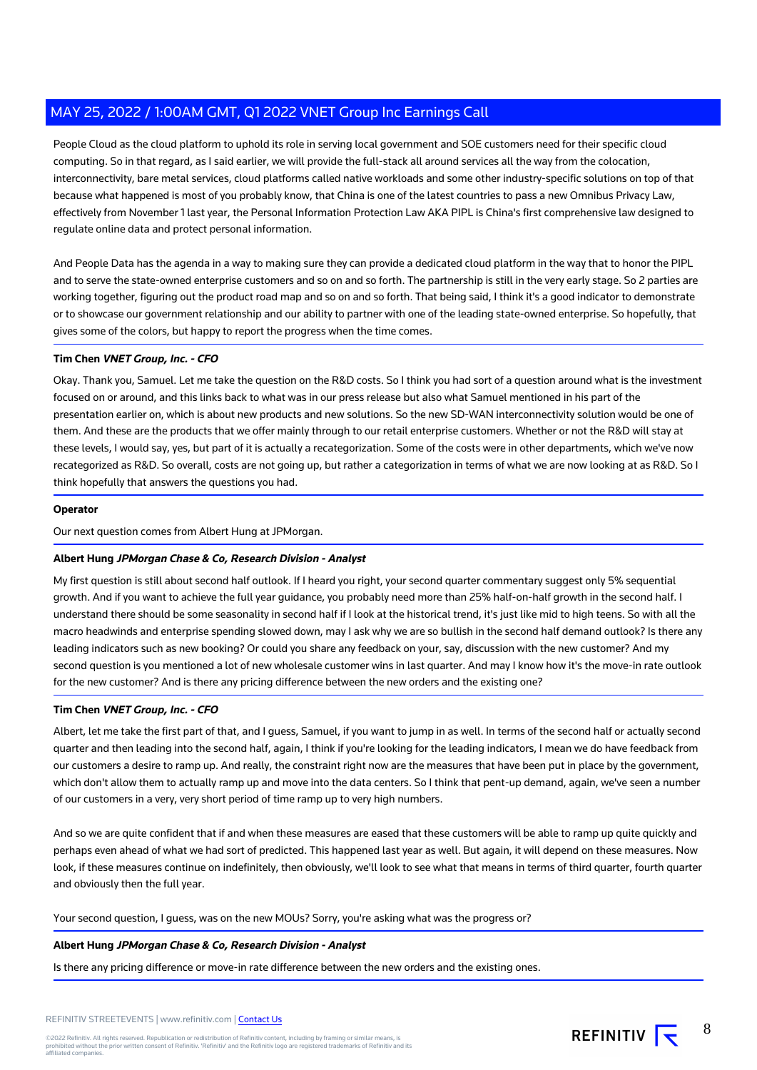People Cloud as the cloud platform to uphold its role in serving local government and SOE customers need for their specific cloud computing. So in that regard, as I said earlier, we will provide the full-stack all around services all the way from the colocation, interconnectivity, bare metal services, cloud platforms called native workloads and some other industry-specific solutions on top of that because what happened is most of you probably know, that China is one of the latest countries to pass a new Omnibus Privacy Law, effectively from November 1 last year, the Personal Information Protection Law AKA PIPL is China's first comprehensive law designed to regulate online data and protect personal information.

And People Data has the agenda in a way to making sure they can provide a dedicated cloud platform in the way that to honor the PIPL and to serve the state-owned enterprise customers and so on and so forth. The partnership is still in the very early stage. So 2 parties are working together, figuring out the product road map and so on and so forth. That being said, I think it's a good indicator to demonstrate or to showcase our government relationship and our ability to partner with one of the leading state-owned enterprise. So hopefully, that gives some of the colors, but happy to report the progress when the time comes.

**Tim Chen** ***VNET Group, Inc. - CFO***

Okay. Thank you, Samuel. Let me take the question on the R&D costs. So I think you had sort of a question around what is the investment focused on or around, and this links back to what was in our press release but also what Samuel mentioned in his part of the presentation earlier on, which is about new products and new solutions. So the new SD-WAN interconnectivity solution would be one of them. And these are the products that we offer mainly through to our retail enterprise customers. Whether or not the R&D will stay at these levels, I would say, yes, but part of it is actually a recategorization. Some of the costs were in other departments, which we've now recategorized as R&D. So overall, costs are not going up, but rather a categorization in terms of what we are now looking at as R&D. So I think hopefully that answers the questions you had.

**Operator**

Our next question comes from Albert Hung at JPMorgan.

**Albert Hung** ***JPMorgan Chase & Co, Research Division - Analyst***

My first question is still about second half outlook. If I heard you right, your second quarter commentary suggest only 5% sequential growth. And if you want to achieve the full year guidance, you probably need more than 25% half-on-half growth in the second half. I understand there should be some seasonality in second half if I look at the historical trend, it's just like mid to high teens. So with all the macro headwinds and enterprise spending slowed down, may I ask why we are so bullish in the second half demand outlook? Is there any leading indicators such as new booking? Or could you share any feedback on your, say, discussion with the new customer? And my second question is you mentioned a lot of new wholesale customer wins in last quarter. And may I know how it's the move-in rate outlook for the new customer? And is there any pricing difference between the new orders and the existing one?

**Tim Chen** ***VNET Group, Inc. - CFO***

Albert, let me take the first part of that, and I guess, Samuel, if you want to jump in as well. In terms of the second half or actually second quarter and then leading into the second half, again, I think if you're looking for the leading indicators, I mean we do have feedback from our customers a desire to ramp up. And really, the constraint right now are the measures that have been put in place by the government, which don't allow them to actually ramp up and move into the data centers. So I think that pent-up demand, again, we've seen a number of our customers in a very, very short period of time ramp up to very high numbers.

And so we are quite confident that if and when these measures are eased that these customers will be able to ramp up quite quickly and perhaps even ahead of what we had sort of predicted. This happened last year as well. But again, it will depend on these measures. Now look, if these measures continue on indefinitely, then obviously, we'll look to see what that means in terms of third quarter, fourth quarter and obviously then the full year.

Your second question, I guess, was on the new MOUs? Sorry, you're asking what was the progress or?

**Albert Hung** ***JPMorgan Chase & Co, Research Division - Analyst***

Is there any pricing difference or move-in rate difference between the new orders and the existing ones.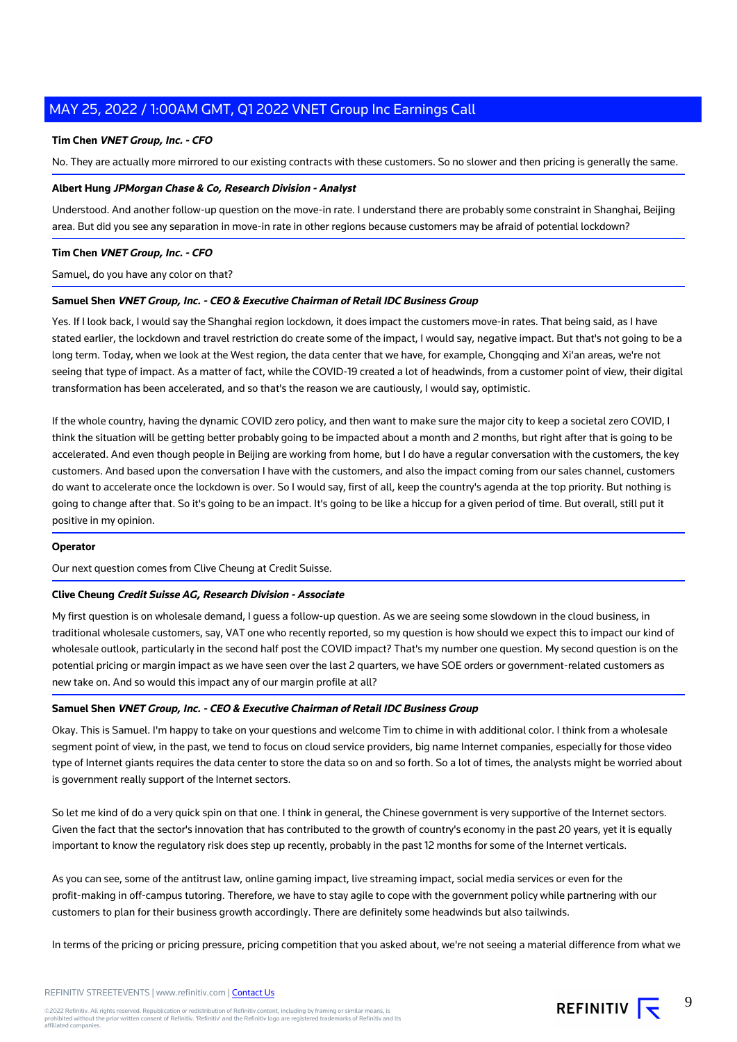**Tim Chen** ***VNET Group, Inc. - CFO***

No. They are actually more mirrored to our existing contracts with these customers. So no slower and then pricing is generally the same.

**Albert Hung** ***JPMorgan Chase & Co, Research Division - Analyst***

Understood. And another follow-up question on the move-in rate. I understand there are probably some constraint in Shanghai, Beijing area. But did you see any separation in move-in rate in other regions because customers may be afraid of potential lockdown?

**Tim Chen** ***VNET Group, Inc. - CFO***

Samuel, do you have any color on that?

**Samuel Shen** ***VNET Group, Inc. - CEO & Executive Chairman of Retail IDC Business Group***

Yes. If I look back, I would say the Shanghai region lockdown, it does impact the customers move-in rates. That being said, as I have stated earlier, the lockdown and travel restriction do create some of the impact, I would say, negative impact. But that's not going to be a long term. Today, when we look at the West region, the data center that we have, for example, Chongqing and Xi'an areas, we're not seeing that type of impact. As a matter of fact, while the COVID-19 created a lot of headwinds, from a customer point of view, their digital transformation has been accelerated, and so that's the reason we are cautiously, I would say, optimistic.

If the whole country, having the dynamic COVID zero policy, and then want to make sure the major city to keep a societal zero COVID, I think the situation will be getting better probably going to be impacted about a month and 2 months, but right after that is going to be accelerated. And even though people in Beijing are working from home, but I do have a regular conversation with the customers, the key customers. And based upon the conversation I have with the customers, and also the impact coming from our sales channel, customers do want to accelerate once the lockdown is over. So I would say, first of all, keep the country's agenda at the top priority. But nothing is going to change after that. So it's going to be an impact. It's going to be like a hiccup for a given period of time. But overall, still put it positive in my opinion.

**Operator**

Our next question comes from Clive Cheung at Credit Suisse.

**Clive Cheung** ***Credit Suisse AG, Research Division - Associate***

My first question is on wholesale demand, I guess a follow-up question. As we are seeing some slowdown in the cloud business, in traditional wholesale customers, say, VAT one who recently reported, so my question is how should we expect this to impact our kind of wholesale outlook, particularly in the second half post the COVID impact? That's my number one question. My second question is on the potential pricing or margin impact as we have seen over the last 2 quarters, we have SOE orders or government-related customers as new take on. And so would this impact any of our margin profile at all?

**Samuel Shen** ***VNET Group, Inc. - CEO & Executive Chairman of Retail IDC Business Group***

Okay. This is Samuel. I'm happy to take on your questions and welcome Tim to chime in with additional color. I think from a wholesale segment point of view, in the past, we tend to focus on cloud service providers, big name Internet companies, especially for those video type of Internet giants requires the data center to store the data so on and so forth. So a lot of times, the analysts might be worried about is government really support of the Internet sectors.

So let me kind of do a very quick spin on that one. I think in general, the Chinese government is very supportive of the Internet sectors. Given the fact that the sector's innovation that has contributed to the growth of country's economy in the past 20 years, yet it is equally important to know the regulatory risk does step up recently, probably in the past 12 months for some of the Internet verticals.

As you can see, some of the antitrust law, online gaming impact, live streaming impact, social media services or even for the profit-making in off-campus tutoring. Therefore, we have to stay agile to cope with the government policy while partnering with our customers to plan for their business growth accordingly. There are definitely some headwinds but also tailwinds.

In terms of the pricing or pricing pressure, pricing competition that you asked about, we're not seeing a material difference from what we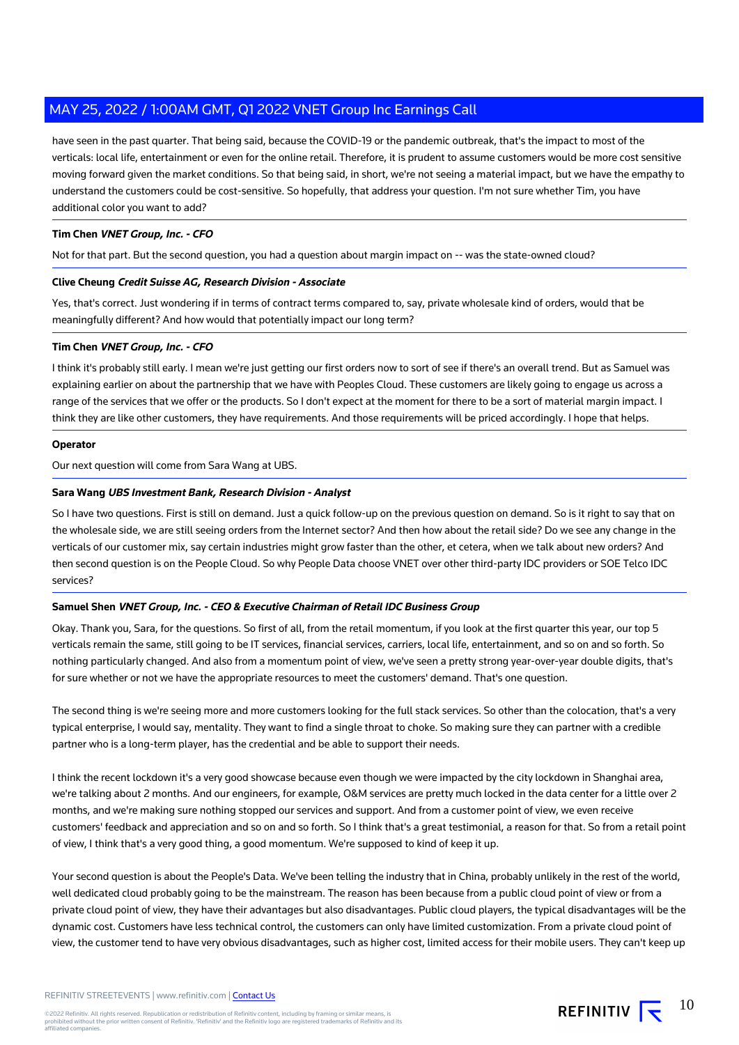have seen in the past quarter. That being said, because the COVID-19 or the pandemic outbreak, that's the impact to most of the verticals: local life, entertainment or even for the online retail. Therefore, it is prudent to assume customers would be more cost sensitive moving forward given the market conditions. So that being said, in short, we're not seeing a material impact, but we have the empathy to understand the customers could be cost-sensitive. So hopefully, that address your question. I'm not sure whether Tim, you have additional color you want to add?

**Tim Chen** ***VNET Group, Inc. - CFO***

Not for that part. But the second question, you had a question about margin impact on -- was the state-owned cloud?

**Clive Cheung** ***Credit Suisse AG, Research Division - Associate***

Yes, that's correct. Just wondering if in terms of contract terms compared to, say, private wholesale kind of orders, would that be meaningfully different? And how would that potentially impact our long term?

**Tim Chen** ***VNET Group, Inc. - CFO***

I think it's probably still early. I mean we're just getting our first orders now to sort of see if there's an overall trend. But as Samuel was explaining earlier on about the partnership that we have with Peoples Cloud. These customers are likely going to engage us across a range of the services that we offer or the products. So I don't expect at the moment for there to be a sort of material margin impact. I think they are like other customers, they have requirements. And those requirements will be priced accordingly. I hope that helps.

**Operator**

Our next question will come from Sara Wang at UBS.

**Sara Wang** ***UBS Investment Bank, Research Division - Analyst***

So I have two questions. First is still on demand. Just a quick follow-up on the previous question on demand. So is it right to say that on the wholesale side, we are still seeing orders from the Internet sector? And then how about the retail side? Do we see any change in the verticals of our customer mix, say certain industries might grow faster than the other, et cetera, when we talk about new orders? And then second question is on the People Cloud. So why People Data choose VNET over other third-party IDC providers or SOE Telco IDC services?

**Samuel Shen** ***VNET Group, Inc. - CEO & Executive Chairman of Retail IDC Business Group***

Okay. Thank you, Sara, for the questions. So first of all, from the retail momentum, if you look at the first quarter this year, our top 5 verticals remain the same, still going to be IT services, financial services, carriers, local life, entertainment, and so on and so forth. So nothing particularly changed. And also from a momentum point of view, we've seen a pretty strong year-over-year double digits, that's for sure whether or not we have the appropriate resources to meet the customers' demand. That's one question.

The second thing is we're seeing more and more customers looking for the full stack services. So other than the colocation, that's a very typical enterprise, I would say, mentality. They want to find a single throat to choke. So making sure they can partner with a credible partner who is a long-term player, has the credential and be able to support their needs.

I think the recent lockdown it's a very good showcase because even though we were impacted by the city lockdown in Shanghai area, we're talking about 2 months. And our engineers, for example, O&M services are pretty much locked in the data center for a little over 2 months, and we're making sure nothing stopped our services and support. And from a customer point of view, we even receive customers' feedback and appreciation and so on and so forth. So I think that's a great testimonial, a reason for that. So from a retail point of view, I think that's a very good thing, a good momentum. We're supposed to kind of keep it up.

Your second question is about the People's Data. We've been telling the industry that in China, probably unlikely in the rest of the world, well dedicated cloud probably going to be the mainstream. The reason has been because from a public cloud point of view or from a private cloud point of view, they have their advantages but also disadvantages. Public cloud players, the typical disadvantages will be the dynamic cost. Customers have less technical control, the customers can only have limited customization. From a private cloud point of view, the customer tend to have very obvious disadvantages, such as higher cost, limited access for their mobile users. They can't keep up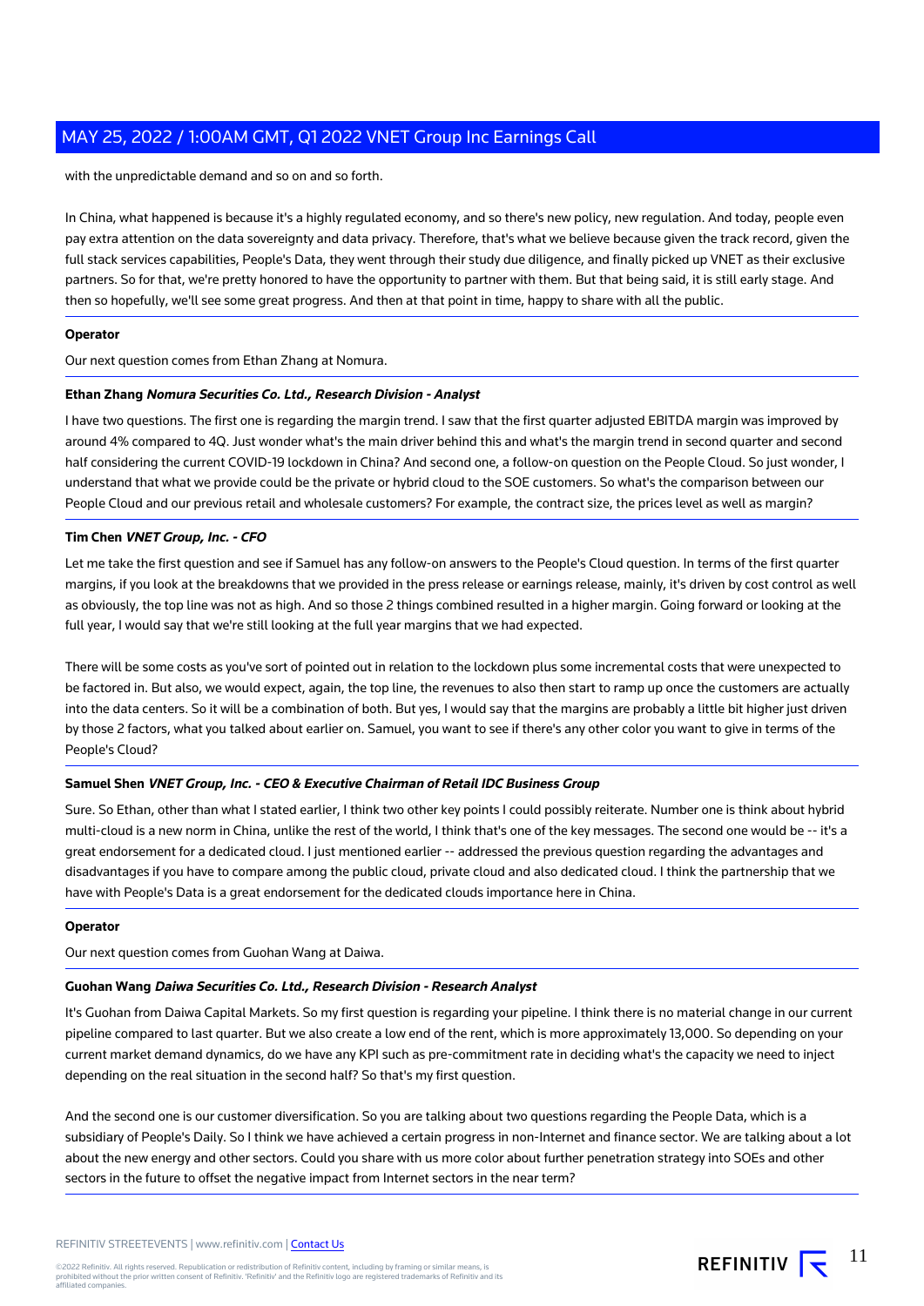with the unpredictable demand and so on and so forth.

In China, what happened is because it's a highly regulated economy, and so there's new policy, new regulation. And today, people even pay extra attention on the data sovereignty and data privacy. Therefore, that's what we believe because given the track record, given the full stack services capabilities, People's Data, they went through their study due diligence, and finally picked up VNET as their exclusive partners. So for that, we're pretty honored to have the opportunity to partner with them. But that being said, it is still early stage. And then so hopefully, we'll see some great progress. And then at that point in time, happy to share with all the public.

**Operator**

Our next question comes from Ethan Zhang at Nomura.

**Ethan Zhang** ***Nomura Securities Co. Ltd., Research Division - Analyst***

I have two questions. The first one is regarding the margin trend. I saw that the first quarter adjusted EBITDA margin was improved by around 4% compared to 4Q. Just wonder what's the main driver behind this and what's the margin trend in second quarter and second half considering the current COVID-19 lockdown in China? And second one, a follow-on question on the People Cloud. So just wonder, I understand that what we provide could be the private or hybrid cloud to the SOE customers. So what's the comparison between our People Cloud and our previous retail and wholesale customers? For example, the contract size, the prices level as well as margin?

**Tim Chen** ***VNET Group, Inc. - CFO***

Let me take the first question and see if Samuel has any follow-on answers to the People's Cloud question. In terms of the first quarter margins, if you look at the breakdowns that we provided in the press release or earnings release, mainly, it's driven by cost control as well as obviously, the top line was not as high. And so those 2 things combined resulted in a higher margin. Going forward or looking at the full year, I would say that we're still looking at the full year margins that we had expected.

There will be some costs as you've sort of pointed out in relation to the lockdown plus some incremental costs that were unexpected to be factored in. But also, we would expect, again, the top line, the revenues to also then start to ramp up once the customers are actually into the data centers. So it will be a combination of both. But yes, I would say that the margins are probably a little bit higher just driven by those 2 factors, what you talked about earlier on. Samuel, you want to see if there's any other color you want to give in terms of the People's Cloud?

**Samuel Shen** ***VNET Group, Inc. - CEO & Executive Chairman of Retail IDC Business Group***

Sure. So Ethan, other than what I stated earlier, I think two other key points I could possibly reiterate. Number one is think about hybrid multi-cloud is a new norm in China, unlike the rest of the world, I think that's one of the key messages. The second one would be -- it's a great endorsement for a dedicated cloud. I just mentioned earlier -- addressed the previous question regarding the advantages and disadvantages if you have to compare among the public cloud, private cloud and also dedicated cloud. I think the partnership that we have with People's Data is a great endorsement for the dedicated clouds importance here in China.

**Operator**

Our next question comes from Guohan Wang at Daiwa.

**Guohan Wang** ***Daiwa Securities Co. Ltd., Research Division - Research Analyst***

It's Guohan from Daiwa Capital Markets. So my first question is regarding your pipeline. I think there is no material change in our current pipeline compared to last quarter. But we also create a low end of the rent, which is more approximately 13,000. So depending on your current market demand dynamics, do we have any KPI such as pre-commitment rate in deciding what's the capacity we need to inject depending on the real situation in the second half? So that's my first question.

And the second one is our customer diversification. So you are talking about two questions regarding the People Data, which is a subsidiary of People's Daily. So I think we have achieved a certain progress in non-Internet and finance sector. We are talking about a lot about the new energy and other sectors. Could you share with us more color about further penetration strategy into SOEs and other sectors in the future to offset the negative impact from Internet sectors in the near term?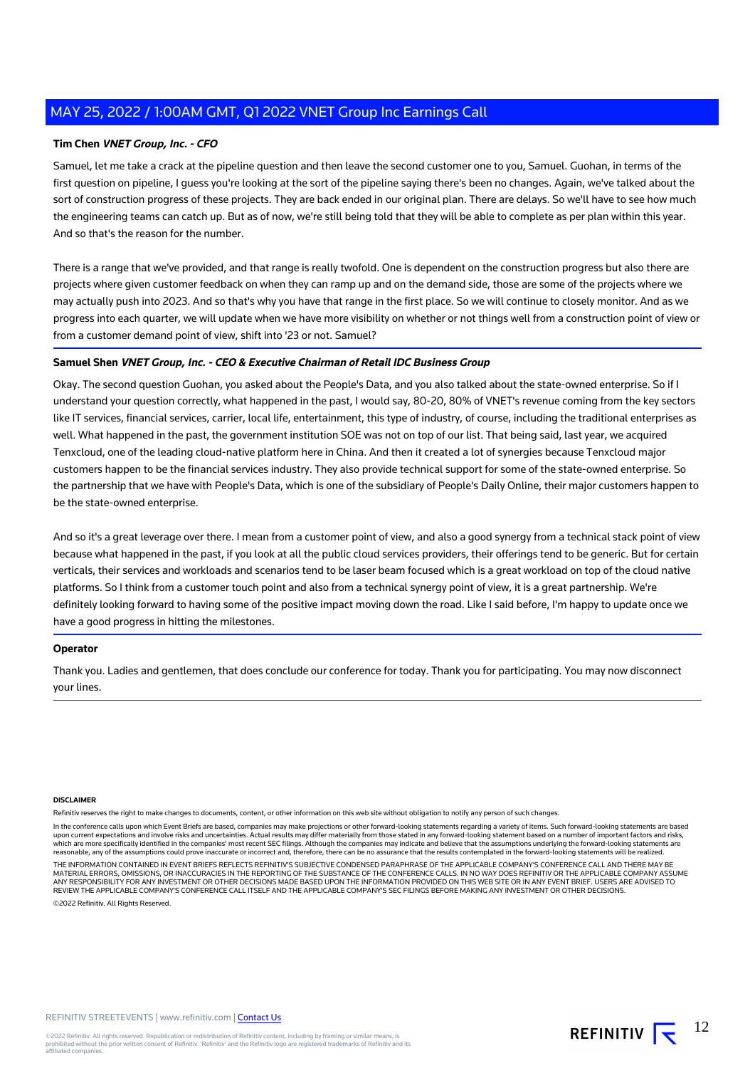**Tim Chen** ***VNET Group, Inc. - CFO***

Samuel, let me take a crack at the pipeline question and then leave the second customer one to you, Samuel. Guohan, in terms of the first question on pipeline, I guess you're looking at the sort of the pipeline saying there's been no changes. Again, we've talked about the sort of construction progress of these projects. They are back ended in our original plan. There are delays. So we'll have to see how much the engineering teams can catch up. But as of now, we're still being told that they will be able to complete as per plan within this year. And so that's the reason for the number.

There is a range that we've provided, and that range is really twofold. One is dependent on the construction progress but also there are projects where given customer feedback on when they can ramp up and on the demand side, those are some of the projects where we may actually push into 2023. And so that's why you have that range in the first place. So we will continue to closely monitor. And as we progress into each quarter, we will update when we have more visibility on whether or not things well from a construction point of view or from a customer demand point of view, shift into '23 or not. Samuel?

**Samuel Shen** ***VNET Group, Inc. - CEO & Executive Chairman of Retail IDC Business Group***

Okay. The second question Guohan, you asked about the People's Data, and you also talked about the state-owned enterprise. So if I understand your question correctly, what happened in the past, I would say, 80-20, 80% of VNET's revenue coming from the key sectors like IT services, financial services, carrier, local life, entertainment, this type of industry, of course, including the traditional enterprises as well. What happened in the past, the government institution SOE was not on top of our list. That being said, last year, we acquired Tenxcloud, one of the leading cloud-native platform here in China. And then it created a lot of synergies because Tenxcloud major customers happen to be the financial services industry. They also provide technical support for some of the state-owned enterprise. So the partnership that we have with People's Data, which is one of the subsidiary of People's Daily Online, their major customers happen to be the state-owned enterprise.

And so it's a great leverage over there. I mean from a customer point of view, and also a good synergy from a technical stack point of view because what happened in the past, if you look at all the public cloud services providers, their offerings tend to be generic. But for certain verticals, their services and workloads and scenarios tend to be laser beam focused which is a great workload on top of the cloud native platforms. So I think from a customer touch point and also from a technical synergy point of view, it is a great partnership. We're definitely looking forward to having some of the positive impact moving down the road. Like I said before, I'm happy to update once we have a good progress in hitting the milestones.

**Operator**

Thank you. Ladies and gentlemen, that does conclude our conference for today. Thank you for participating. You may now disconnect your lines.

**DISCLAIMER**

Refinitiv reserves the right to make changes to documents, content, or other information on this web site without obligation to notify any person of such changes.

In the conference calls upon which Event Briefs are based, companies may make projections or other forward-looking statements regarding a variety of items. Such forward-looking statements are based upon current expectations and involve risks and uncertainties. Actual results may differ materially from those stated in any forward-looking statement based on a number of important factors and risks, which are more specifically identified in the companies' most recent SEC filings. Although the companies may indicate and believe that the assumptions underlying the forward-looking statements are reasonable, any of the assumptions could prove inaccurate or incorrect and, therefore, there can be no assurance that the results contemplated in the forward-looking statements will be realized.

THE INFORMATION CONTAINED IN EVENT BRIEFS REFLECTS REFINITIV'S SUBJECTIVE CONDENSED PARAPHRASE OF THE APPLICABLE COMPANY'S CONFERENCE CALL AND THERE MAY BE MATERIAL ERRORS, OMISSIONS, OR INACCURACIES IN THE REPORTING OF THE SUBSTANCE OF THE CONFERENCE CALLS. IN NO WAY DOES REFINITIV OR THE APPLICABLE COMPANY ASSUME ANY RESPONSIBILITY FOR ANY INVESTMENT OR OTHER DECISIONS MADE BASED UPON THE INFORMATION PROVIDED ON THIS WEB SITE OR IN ANY EVENT BRIEF. USERS ARE ADVISED TO REVIEW THE APPLICABLE COMPANY'S CONFERENCE CALL ITSELF AND THE APPLICABLE COMPANY'S SEC FILINGS BEFORE MAKING ANY INVESTMENT OR OTHER DECISIONS.

©2022 Refinitiv. All Rights Reserved.